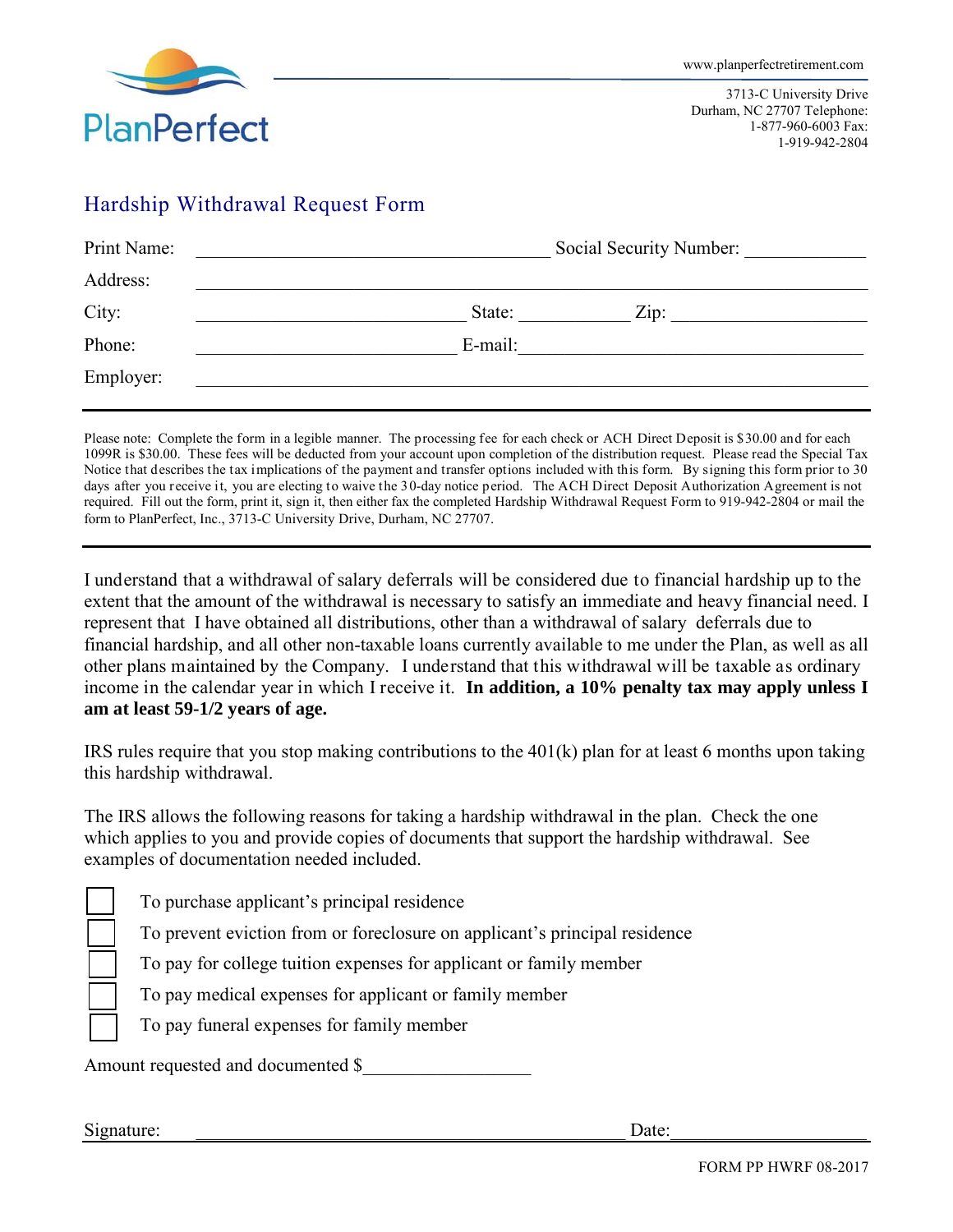PlanPerfect

www.planperfectretirement.com

3713-C University Drive
Durham, NC 27707 Telephone:
1-877-960-6003 Fax:
1-919-942-2804

# Hardship Withdrawal Request Form

Print Name: ______________________________ Social Security Number: __________

Address: ______________________________________________________________

City: ______________________ State: __________ Zip: ________________

Phone: ______________________ E-mail: ______________________________

Employer: ______________________________________________________________

---

Please note: Complete the form in a legible manner. The processing fee for each check or ACH Direct Deposit is $30.00 and for each 1099R is $30.00. These fees will be deducted from your account upon completion of the distribution request. Please read the Special Tax Notice that describes the tax implications of the payment and transfer options included with this form. By signing this form prior to 30 days after you receive it, you are electing to waive the 30-day notice period. The ACH Direct Deposit Authorization Agreement is not required. Fill out the form, print it, sign it, then either fax the completed Hardship Withdrawal Request Form to 919-942-2804 or mail the form to PlanPerfect, Inc., 3713-C University Drive, Durham, NC 27707.

---

I understand that a withdrawal of salary deferrals will be considered due to financial hardship up to the extent that the amount of the withdrawal is necessary to satisfy an immediate and heavy financial need. I represent that I have obtained all distributions, other than a withdrawal of salary deferrals due to financial hardship, and all other non-taxable loans currently available to me under the Plan, as well as all other plans maintained by the Company. I understand that this withdrawal will be taxable as ordinary income in the calendar year in which I receive it. **In addition, a 10% penalty tax may apply unless I am at least 59-1/2 years of age.**

IRS rules require that you stop making contributions to the 401(k) plan for at least 6 months upon taking this hardship withdrawal.

The IRS allows the following reasons for taking a hardship withdrawal in the plan. Check the one which applies to you and provide copies of documents that support the hardship withdrawal. See examples of documentation needed included.

- [ ] To purchase applicant's principal residence
- [ ] To prevent eviction from or foreclosure on applicant's principal residence
- [ ] To pay for college tuition expenses for applicant or family member
- [ ] To pay medical expenses for applicant or family member
- [ ] To pay funeral expenses for family member

Amount requested and documented $__________________

Signature: ____________________________________________ Date: ____________________

FORM PP HWRF 08-2017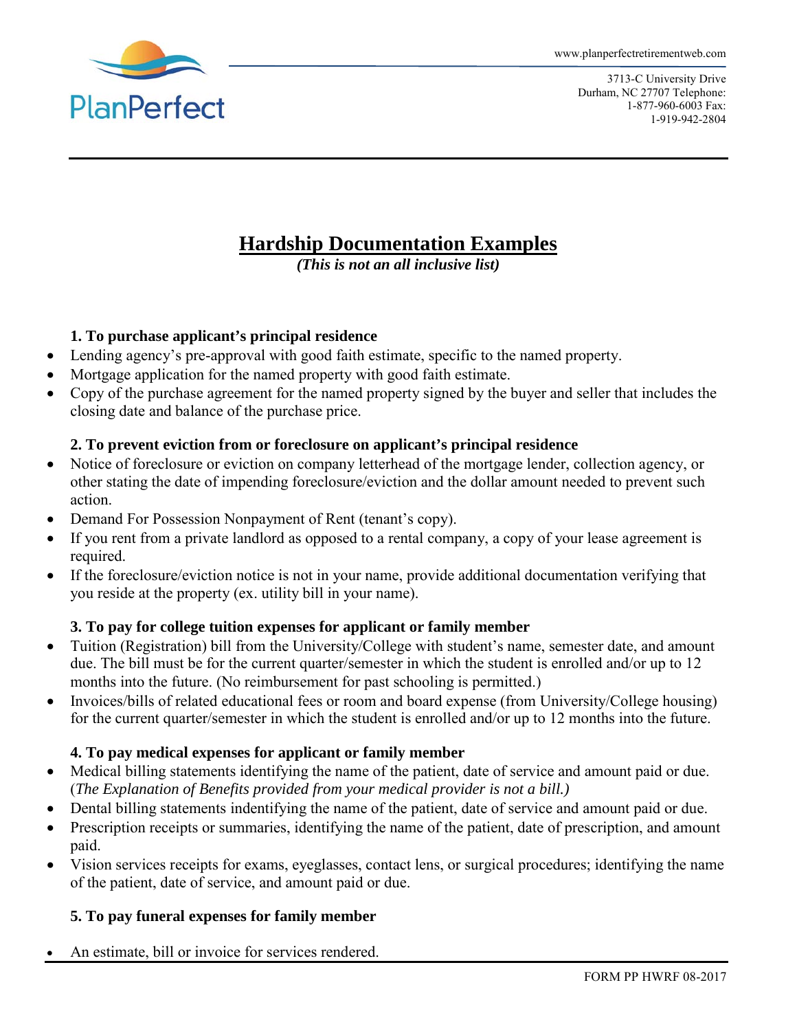www.planperfectretirementweb.com

3713-C University Drive
Durham, NC 27707 Telephone:
1-877-960-6003 Fax:
1-919-942-2804

# Hardship Documentation Examples

***(This is not an all inclusive list)***

**1. To purchase applicant's principal residence**

- Lending agency's pre-approval with good faith estimate, specific to the named property.
- Mortgage application for the named property with good faith estimate.
- Copy of the purchase agreement for the named property signed by the buyer and seller that includes the closing date and balance of the purchase price.

**2. To prevent eviction from or foreclosure on applicant's principal residence**

- Notice of foreclosure or eviction on company letterhead of the mortgage lender, collection agency, or other stating the date of impending foreclosure/eviction and the dollar amount needed to prevent such action.
- Demand For Possession Nonpayment of Rent (tenant's copy).
- If you rent from a private landlord as opposed to a rental company, a copy of your lease agreement is required.
- If the foreclosure/eviction notice is not in your name, provide additional documentation verifying that you reside at the property (ex. utility bill in your name).

**3. To pay for college tuition expenses for applicant or family member**

- Tuition (Registration) bill from the University/College with student's name, semester date, and amount due. The bill must be for the current quarter/semester in which the student is enrolled and/or up to 12 months into the future. (No reimbursement for past schooling is permitted.)
- Invoices/bills of related educational fees or room and board expense (from University/College housing) for the current quarter/semester in which the student is enrolled and/or up to 12 months into the future.

**4. To pay medical expenses for applicant or family member**

- Medical billing statements identifying the name of the patient, date of service and amount paid or due. (*The Explanation of Benefits provided from your medical provider is not a bill.)*
- Dental billing statements indentifying the name of the patient, date of service and amount paid or due.
- Prescription receipts or summaries, identifying the name of the patient, date of prescription, and amount paid.
- Vision services receipts for exams, eyeglasses, contact lens, or surgical procedures; identifying the name of the patient, date of service, and amount paid or due.

**5. To pay funeral expenses for family member**

- An estimate, bill or invoice for services rendered.

FORM PP HWRF 08-2017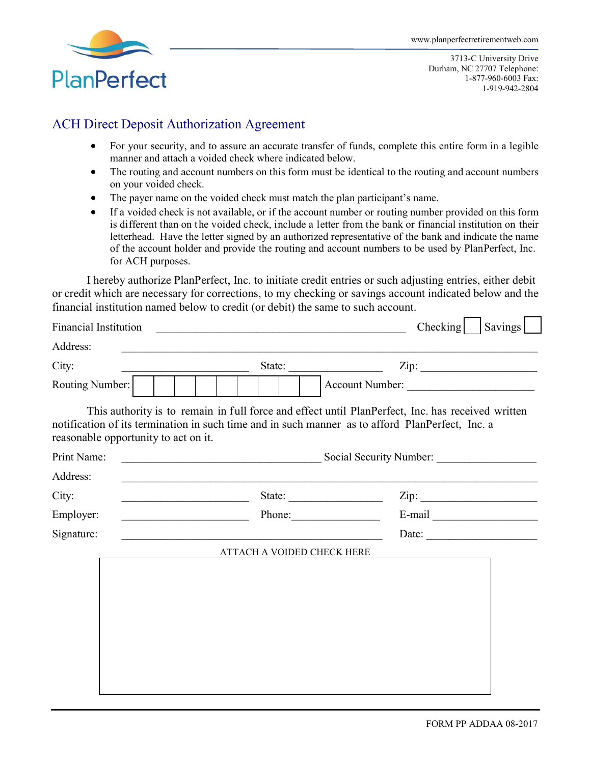PlanPerfect

www.planperfectretirementweb.com

3713-C University Drive
Durham, NC 27707 Telephone:
1-877-960-6003 Fax:
1-919-942-2804

## ACH Direct Deposit Authorization Agreement

- For your security, and to assure an accurate transfer of funds, complete this entire form in a legible manner and attach a voided check where indicated below.
- The routing and account numbers on this form must be identical to the routing and account numbers on your voided check.
- The payer name on the voided check must match the plan participant's name.
- If a voided check is not available, or if the account number or routing number provided on this form is different than on the voided check, include a letter from the bank or financial institution on their letterhead. Have the letter signed by an authorized representative of the bank and indicate the name of the account holder and provide the routing and account numbers to be used by PlanPerfect, Inc. for ACH purposes.

I hereby authorize PlanPerfect, Inc. to initiate credit entries or such adjusting entries, either debit or credit which are necessary for corrections, to my checking or savings account indicated below and the financial institution named below to credit (or debit) the same to such account.

Financial Institution ______________________________________________ Checking ☐ Savings ☐

Address: ____________________________________________________________________________

City: ______________________ State: ________________ Zip: ____________________

Routing Number: ☐☐☐☐☐☐☐☐☐ Account Number: ______________________

This authority is to remain in full force and effect until PlanPerfect, Inc. has received written notification of its termination in such time and in such manner as to afford PlanPerfect, Inc. a reasonable opportunity to act on it.

Print Name: ___________________________________ Social Security Number: _________________

Address: ____________________________________________________________________________

City: ______________________ State: ________________ Zip: ____________________

Employer: ______________________ Phone: ________________ E-mail ___________________

Signature: ______________________________________________ Date: ____________________

ATTACH A VOIDED CHECK HERE

FORM PP ADDAA 08-2017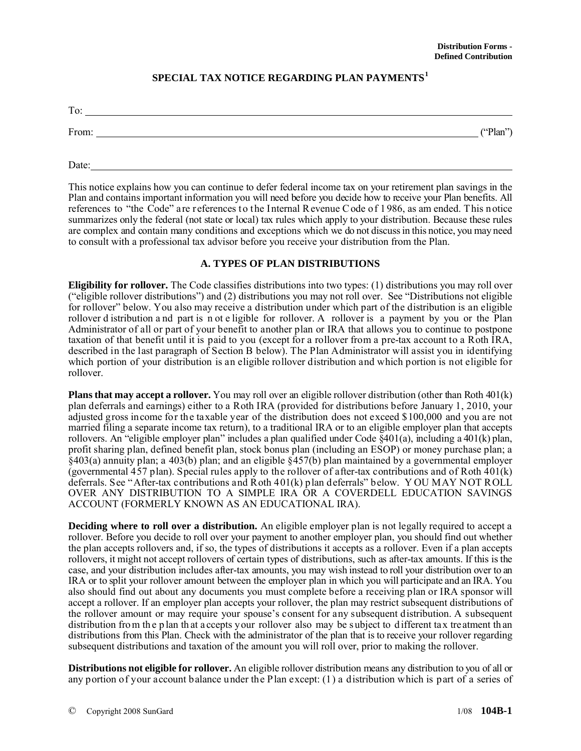# SPECIAL TAX NOTICE REGARDING PLAN PAYMENTS[1]

To: \_\_\_\_\_\_\_\_\_\_\_\_\_\_\_\_\_\_\_\_\_\_\_\_\_\_\_\_\_\_\_\_\_\_\_\_\_\_\_\_\_\_\_\_\_\_\_\_\_\_\_\_\_\_\_\_\_\_\_\_

From: \_\_\_\_\_\_\_\_\_\_\_\_\_\_\_\_\_\_\_\_\_\_\_\_\_\_\_\_\_\_\_\_\_\_\_\_\_\_\_\_\_\_\_\_\_\_\_\_\_\_\_\_\_\_\_\_ ("Plan")

Date: \_\_\_\_\_\_\_\_\_\_\_\_\_\_\_\_\_\_\_\_\_\_\_\_\_\_\_\_\_\_\_\_\_\_\_\_\_\_\_\_\_\_\_\_\_\_\_\_\_\_\_\_\_\_\_\_\_\_

This notice explains how you can continue to defer federal income tax on your retirement plan savings in the Plan and contains important information you will need before you decide how to receive your Plan benefits. All references to "the Code" are references to the Internal Revenue Code of 1986, as amended. This notice summarizes only the federal (not state or local) tax rules which apply to your distribution. Because these rules are complex and contain many conditions and exceptions which we do not discuss in this notice, you may need to consult with a professional tax advisor before you receive your distribution from the Plan.

## A. TYPES OF PLAN DISTRIBUTIONS

**Eligibility for rollover.** The Code classifies distributions into two types: (1) distributions you may roll over ("eligible rollover distributions") and (2) distributions you may not roll over. See "Distributions not eligible for rollover" below. You also may receive a distribution under which part of the distribution is an eligible rollover distribution and part is not eligible for rollover. A rollover is a payment by you or the Plan Administrator of all or part of your benefit to another plan or IRA that allows you to continue to postpone taxation of that benefit until it is paid to you (except for a rollover from a pre-tax account to a Roth IRA, described in the last paragraph of Section B below). The Plan Administrator will assist you in identifying which portion of your distribution is an eligible rollover distribution and which portion is not eligible for rollover.

**Plans that may accept a rollover.** You may roll over an eligible rollover distribution (other than Roth 401(k) plan deferrals and earnings) either to a Roth IRA (provided for distributions before January 1, 2010, your adjusted gross income for the taxable year of the distribution does not exceed $100,000 and you are not married filing a separate income tax return), to a traditional IRA or to an eligible employer plan that accepts rollovers. An "eligible employer plan" includes a plan qualified under Code §401(a), including a 401(k) plan, profit sharing plan, defined benefit plan, stock bonus plan (including an ESOP) or money purchase plan; a §403(a) annuity plan; a 403(b) plan; and an eligible §457(b) plan maintained by a governmental employer (governmental 457 plan). Special rules apply to the rollover of after-tax contributions and of Roth 401(k) deferrals. See "After-tax contributions and Roth 401(k) plan deferrals" below. YOU MAY NOT ROLL OVER ANY DISTRIBUTION TO A SIMPLE IRA OR A COVERDELL EDUCATION SAVINGS ACCOUNT (FORMERLY KNOWN AS AN EDUCATIONAL IRA).

**Deciding where to roll over a distribution.** An eligible employer plan is not legally required to accept a rollover. Before you decide to roll over your payment to another employer plan, you should find out whether the plan accepts rollovers and, if so, the types of distributions it accepts as a rollover. Even if a plan accepts rollovers, it might not accept rollovers of certain types of distributions, such as after-tax amounts. If this is the case, and your distribution includes after-tax amounts, you may wish instead to roll your distribution over to an IRA or to split your rollover amount between the employer plan in which you will participate and an IRA. You also should find out about any documents you must complete before a receiving plan or IRA sponsor will accept a rollover. If an employer plan accepts your rollover, the plan may restrict subsequent distributions of the rollover amount or may require your spouse's consent for any subsequent distribution. A subsequent distribution from the plan that accepts your rollover also may be subject to different tax treatment than distributions from this Plan. Check with the administrator of the plan that is to receive your rollover regarding subsequent distributions and taxation of the amount you will roll over, prior to making the rollover.

**Distributions not eligible for rollover.** An eligible rollover distribution means any distribution to you of all or any portion of your account balance under the Plan except: (1) a distribution which is part of a series of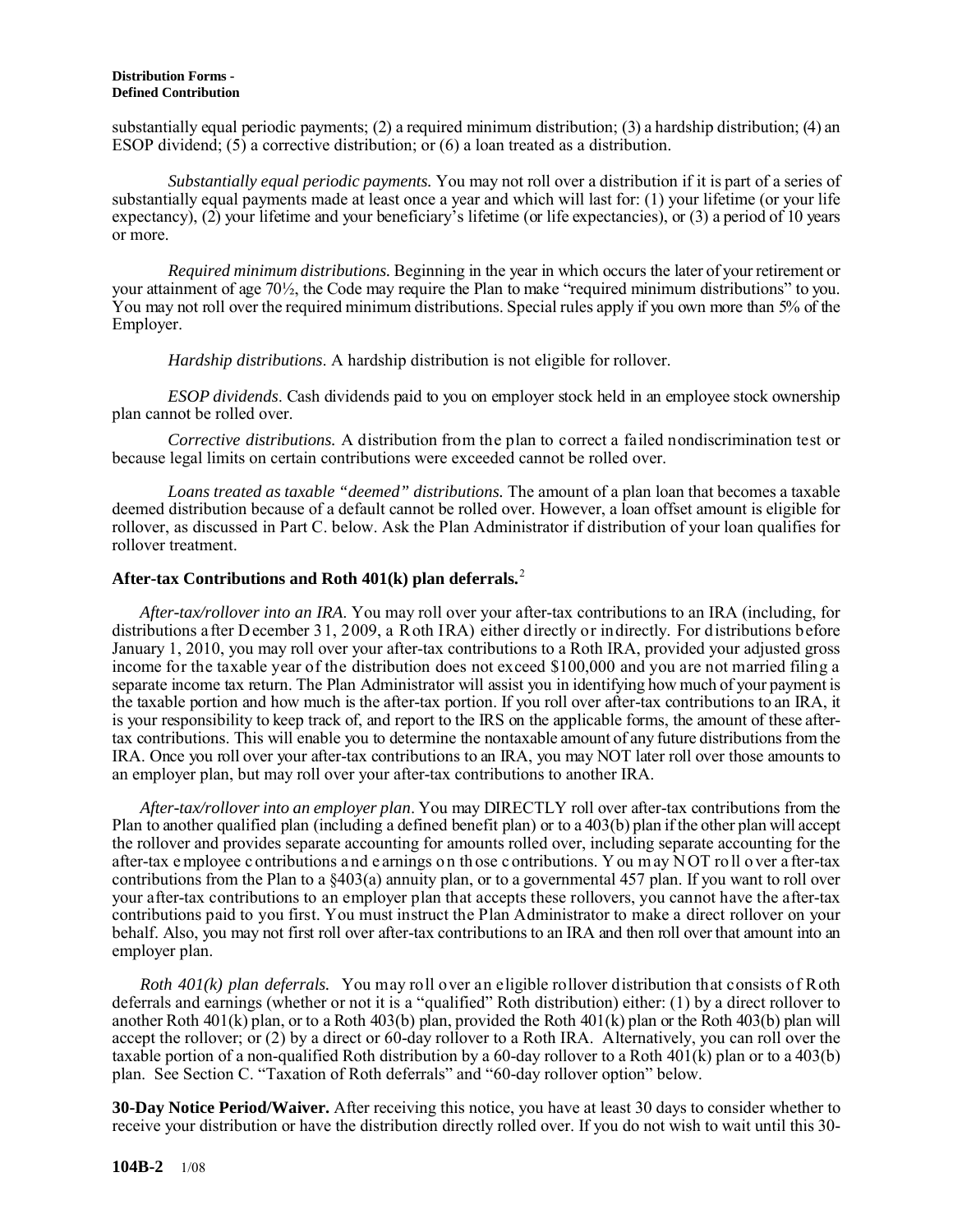substantially equal periodic payments; (2) a required minimum distribution; (3) a hardship distribution; (4) an ESOP dividend; (5) a corrective distribution; or (6) a loan treated as a distribution.

*Substantially equal periodic payments.* You may not roll over a distribution if it is part of a series of substantially equal payments made at least once a year and which will last for: (1) your lifetime (or your life expectancy), (2) your lifetime and your beneficiary's lifetime (or life expectancies), or (3) a period of 10 years or more.

*Required minimum distributions.* Beginning in the year in which occurs the later of your retirement or your attainment of age 70½, the Code may require the Plan to make "required minimum distributions" to you. You may not roll over the required minimum distributions. Special rules apply if you own more than 5% of the Employer.

*Hardship distributions.* A hardship distribution is not eligible for rollover.

*ESOP dividends.* Cash dividends paid to you on employer stock held in an employee stock ownership plan cannot be rolled over.

*Corrective distributions.* A distribution from the plan to correct a failed nondiscrimination test or because legal limits on certain contributions were exceeded cannot be rolled over.

*Loans treated as taxable "deemed" distributions.* The amount of a plan loan that becomes a taxable deemed distribution because of a default cannot be rolled over. However, a loan offset amount is eligible for rollover, as discussed in Part C. below. Ask the Plan Administrator if distribution of your loan qualifies for rollover treatment.

**After-tax Contributions and Roth 401(k) plan deferrals.**[2]

*After-tax/rollover into an IRA.* You may roll over your after-tax contributions to an IRA (including, for distributions after December 31, 2009, a Roth IRA) either directly or indirectly. For distributions before January 1, 2010, you may roll over your after-tax contributions to a Roth IRA, provided your adjusted gross income for the taxable year of the distribution does not exceed $100,000 and you are not married filing a separate income tax return. The Plan Administrator will assist you in identifying how much of your payment is the taxable portion and how much is the after-tax portion. If you roll over after-tax contributions to an IRA, it is your responsibility to keep track of, and report to the IRS on the applicable forms, the amount of these after-tax contributions. This will enable you to determine the nontaxable amount of any future distributions from the IRA. Once you roll over your after-tax contributions to an IRA, you may NOT later roll over those amounts to an employer plan, but may roll over your after-tax contributions to another IRA.

*After-tax/rollover into an employer plan.* You may DIRECTLY roll over after-tax contributions from the Plan to another qualified plan (including a defined benefit plan) or to a 403(b) plan if the other plan will accept the rollover and provides separate accounting for amounts rolled over, including separate accounting for the after-tax employee contributions and earnings on those contributions. You may NOT roll over after-tax contributions from the Plan to a §403(a) annuity plan, or to a governmental 457 plan. If you want to roll over your after-tax contributions to an employer plan that accepts these rollovers, you cannot have the after-tax contributions paid to you first. You must instruct the Plan Administrator to make a direct rollover on your behalf. Also, you may not first roll over after-tax contributions to an IRA and then roll over that amount into an employer plan.

*Roth 401(k) plan deferrals.* You may roll over an eligible rollover distribution that consists of Roth deferrals and earnings (whether or not it is a "qualified" Roth distribution) either: (1) by a direct rollover to another Roth 401(k) plan, or to a Roth 403(b) plan, provided the Roth 401(k) plan or the Roth 403(b) plan will accept the rollover; or (2) by a direct or 60-day rollover to a Roth IRA. Alternatively, you can roll over the taxable portion of a non-qualified Roth distribution by a 60-day rollover to a Roth 401(k) plan or to a 403(b) plan. See Section C. "Taxation of Roth deferrals" and "60-day rollover option" below.

**30-Day Notice Period/Waiver.** After receiving this notice, you have at least 30 days to consider whether to receive your distribution or have the distribution directly rolled over. If you do not wish to wait until this 30-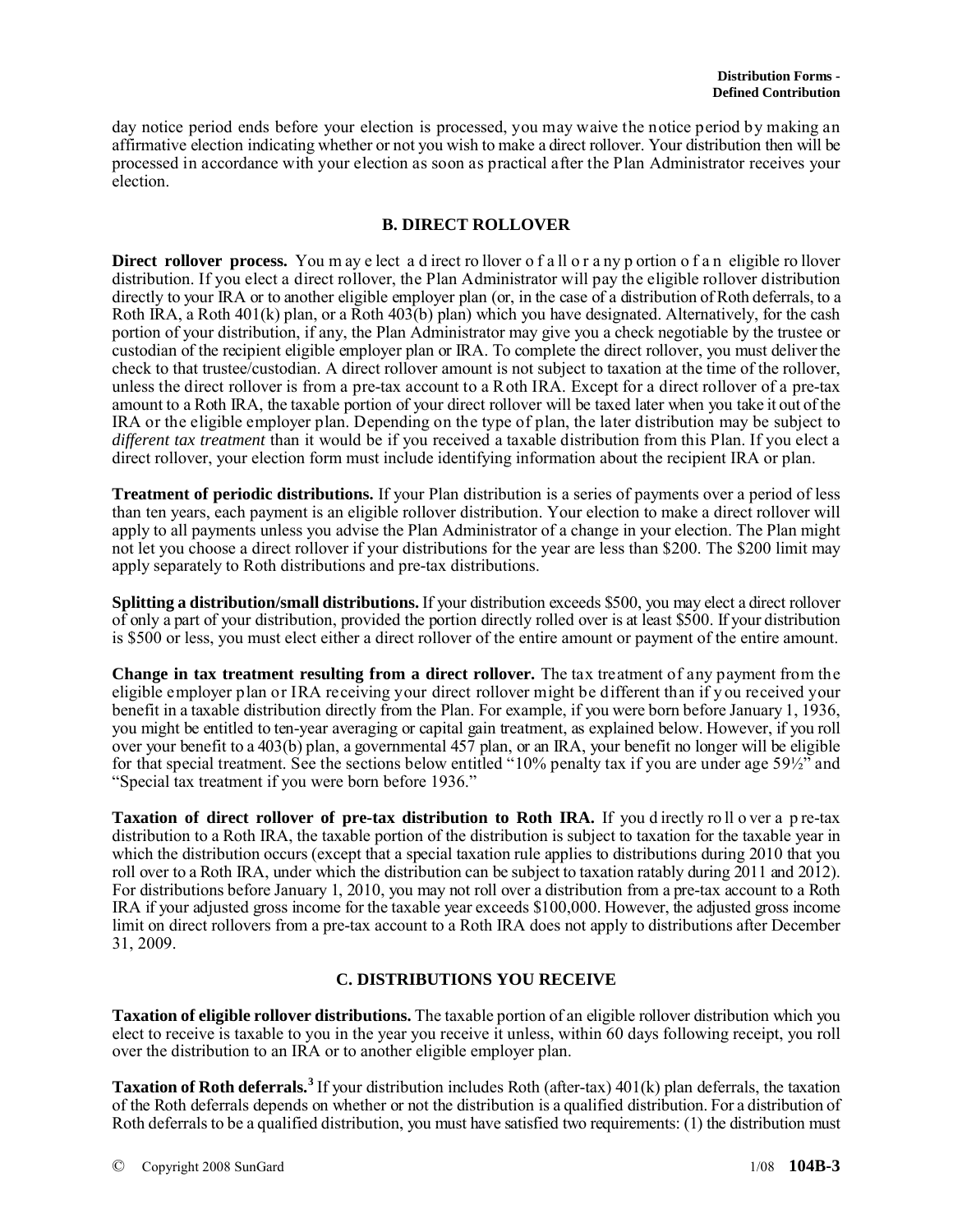day notice period ends before your election is processed, you may waive the notice period by making an affirmative election indicating whether or not you wish to make a direct rollover. Your distribution then will be processed in accordance with your election as soon as practical after the Plan Administrator receives your election.

## B. DIRECT ROLLOVER

**Direct rollover process.** You may elect a direct rollover of all or any portion of an eligible rollover distribution. If you elect a direct rollover, the Plan Administrator will pay the eligible rollover distribution directly to your IRA or to another eligible employer plan (or, in the case of a distribution of Roth deferrals, to a Roth IRA, a Roth 401(k) plan, or a Roth 403(b) plan) which you have designated. Alternatively, for the cash portion of your distribution, if any, the Plan Administrator may give you a check negotiable by the trustee or custodian of the recipient eligible employer plan or IRA. To complete the direct rollover, you must deliver the check to that trustee/custodian. A direct rollover amount is not subject to taxation at the time of the rollover, unless the direct rollover is from a pre-tax account to a Roth IRA. Except for a direct rollover of a pre-tax amount to a Roth IRA, the taxable portion of your direct rollover will be taxed later when you take it out of the IRA or the eligible employer plan. Depending on the type of plan, the later distribution may be subject to *different tax treatment* than it would be if you received a taxable distribution from this Plan. If you elect a direct rollover, your election form must include identifying information about the recipient IRA or plan.

**Treatment of periodic distributions.** If your Plan distribution is a series of payments over a period of less than ten years, each payment is an eligible rollover distribution. Your election to make a direct rollover will apply to all payments unless you advise the Plan Administrator of a change in your election. The Plan might not let you choose a direct rollover if your distributions for the year are less than $200. The $200 limit may apply separately to Roth distributions and pre-tax distributions.

**Splitting a distribution/small distributions.** If your distribution exceeds $500, you may elect a direct rollover of only a part of your distribution, provided the portion directly rolled over is at least $500. If your distribution is $500 or less, you must elect either a direct rollover of the entire amount or payment of the entire amount.

**Change in tax treatment resulting from a direct rollover.** The tax treatment of any payment from the eligible employer plan or IRA receiving your direct rollover might be different than if you received your benefit in a taxable distribution directly from the Plan. For example, if you were born before January 1, 1936, you might be entitled to ten-year averaging or capital gain treatment, as explained below. However, if you roll over your benefit to a 403(b) plan, a governmental 457 plan, or an IRA, your benefit no longer will be eligible for that special treatment. See the sections below entitled "10% penalty tax if you are under age 59½" and "Special tax treatment if you were born before 1936."

**Taxation of direct rollover of pre-tax distribution to Roth IRA.** If you directly roll over a pre-tax distribution to a Roth IRA, the taxable portion of the distribution is subject to taxation for the taxable year in which the distribution occurs (except that a special taxation rule applies to distributions during 2010 that you roll over to a Roth IRA, under which the distribution can be subject to taxation ratably during 2011 and 2012). For distributions before January 1, 2010, you may not roll over a distribution from a pre-tax account to a Roth IRA if your adjusted gross income for the taxable year exceeds $100,000. However, the adjusted gross income limit on direct rollovers from a pre-tax account to a Roth IRA does not apply to distributions after December 31, 2009.

## C. DISTRIBUTIONS YOU RECEIVE

**Taxation of eligible rollover distributions.** The taxable portion of an eligible rollover distribution which you elect to receive is taxable to you in the year you receive it unless, within 60 days following receipt, you roll over the distribution to an IRA or to another eligible employer plan.

**Taxation of Roth deferrals.**[3] If your distribution includes Roth (after-tax) 401(k) plan deferrals, the taxation of the Roth deferrals depends on whether or not the distribution is a qualified distribution. For a distribution of Roth deferrals to be a qualified distribution, you must have satisfied two requirements: (1) the distribution must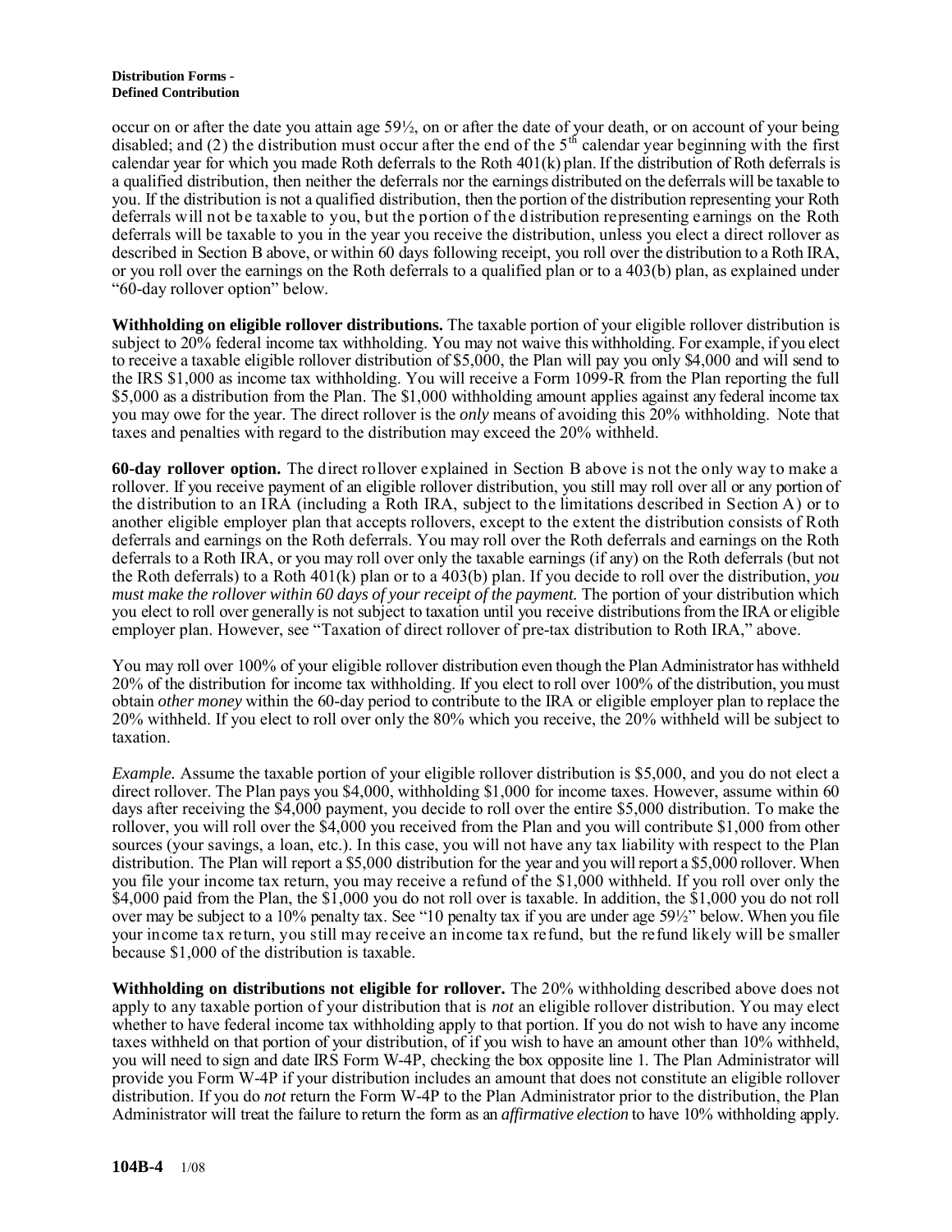occur on or after the date you attain age 59½, on or after the date of your death, or on account of your being disabled; and (2) the distribution must occur after the end of the 5th calendar year beginning with the first calendar year for which you made Roth deferrals to the Roth 401(k) plan. If the distribution of Roth deferrals is a qualified distribution, then neither the deferrals nor the earnings distributed on the deferrals will be taxable to you. If the distribution is not a qualified distribution, then the portion of the distribution representing your Roth deferrals will not be taxable to you, but the portion of the distribution representing earnings on the Roth deferrals will be taxable to you in the year you receive the distribution, unless you elect a direct rollover as described in Section B above, or within 60 days following receipt, you roll over the distribution to a Roth IRA, or you roll over the earnings on the Roth deferrals to a qualified plan or to a 403(b) plan, as explained under "60-day rollover option" below.

**Withholding on eligible rollover distributions.** The taxable portion of your eligible rollover distribution is subject to 20% federal income tax withholding. You may not waive this withholding. For example, if you elect to receive a taxable eligible rollover distribution of $5,000, the Plan will pay you only $4,000 and will send to the IRS $1,000 as income tax withholding. You will receive a Form 1099-R from the Plan reporting the full $5,000 as a distribution from the Plan. The $1,000 withholding amount applies against any federal income tax you may owe for the year. The direct rollover is the *only* means of avoiding this 20% withholding. Note that taxes and penalties with regard to the distribution may exceed the 20% withheld.

**60-day rollover option.** The direct rollover explained in Section B above is not the only way to make a rollover. If you receive payment of an eligible rollover distribution, you still may roll over all or any portion of the distribution to an IRA (including a Roth IRA, subject to the limitations described in Section A) or to another eligible employer plan that accepts rollovers, except to the extent the distribution consists of Roth deferrals and earnings on the Roth deferrals. You may roll over the Roth deferrals and earnings on the Roth deferrals to a Roth IRA, or you may roll over only the taxable earnings (if any) on the Roth deferrals (but not the Roth deferrals) to a Roth 401(k) plan or to a 403(b) plan. If you decide to roll over the distribution, *you must make the rollover within 60 days of your receipt of the payment.* The portion of your distribution which you elect to roll over generally is not subject to taxation until you receive distributions from the IRA or eligible employer plan. However, see "Taxation of direct rollover of pre-tax distribution to Roth IRA," above.

You may roll over 100% of your eligible rollover distribution even though the Plan Administrator has withheld 20% of the distribution for income tax withholding. If you elect to roll over 100% of the distribution, you must obtain *other money* within the 60-day period to contribute to the IRA or eligible employer plan to replace the 20% withheld. If you elect to roll over only the 80% which you receive, the 20% withheld will be subject to taxation.

*Example.* Assume the taxable portion of your eligible rollover distribution is $5,000, and you do not elect a direct rollover. The Plan pays you $4,000, withholding $1,000 for income taxes. However, assume within 60 days after receiving the $4,000 payment, you decide to roll over the entire $5,000 distribution. To make the rollover, you will roll over the $4,000 you received from the Plan and you will contribute $1,000 from other sources (your savings, a loan, etc.). In this case, you will not have any tax liability with respect to the Plan distribution. The Plan will report a $5,000 distribution for the year and you will report a $5,000 rollover. When you file your income tax return, you may receive a refund of the $1,000 withheld. If you roll over only the $4,000 paid from the Plan, the $1,000 you do not roll over is taxable. In addition, the $1,000 you do not roll over may be subject to a 10% penalty tax. See "10 penalty tax if you are under age 59½" below. When you file your income tax return, you still may receive an income tax refund, but the refund likely will be smaller because $1,000 of the distribution is taxable.

**Withholding on distributions not eligible for rollover.** The 20% withholding described above does not apply to any taxable portion of your distribution that is *not* an eligible rollover distribution. You may elect whether to have federal income tax withholding apply to that portion. If you do not wish to have any income taxes withheld on that portion of your distribution, of if you wish to have an amount other than 10% withheld, you will need to sign and date IRS Form W-4P, checking the box opposite line 1. The Plan Administrator will provide you Form W-4P if your distribution includes an amount that does not constitute an eligible rollover distribution. If you do *not* return the Form W-4P to the Plan Administrator prior to the distribution, the Plan Administrator will treat the failure to return the form as an *affirmative election* to have 10% withholding apply.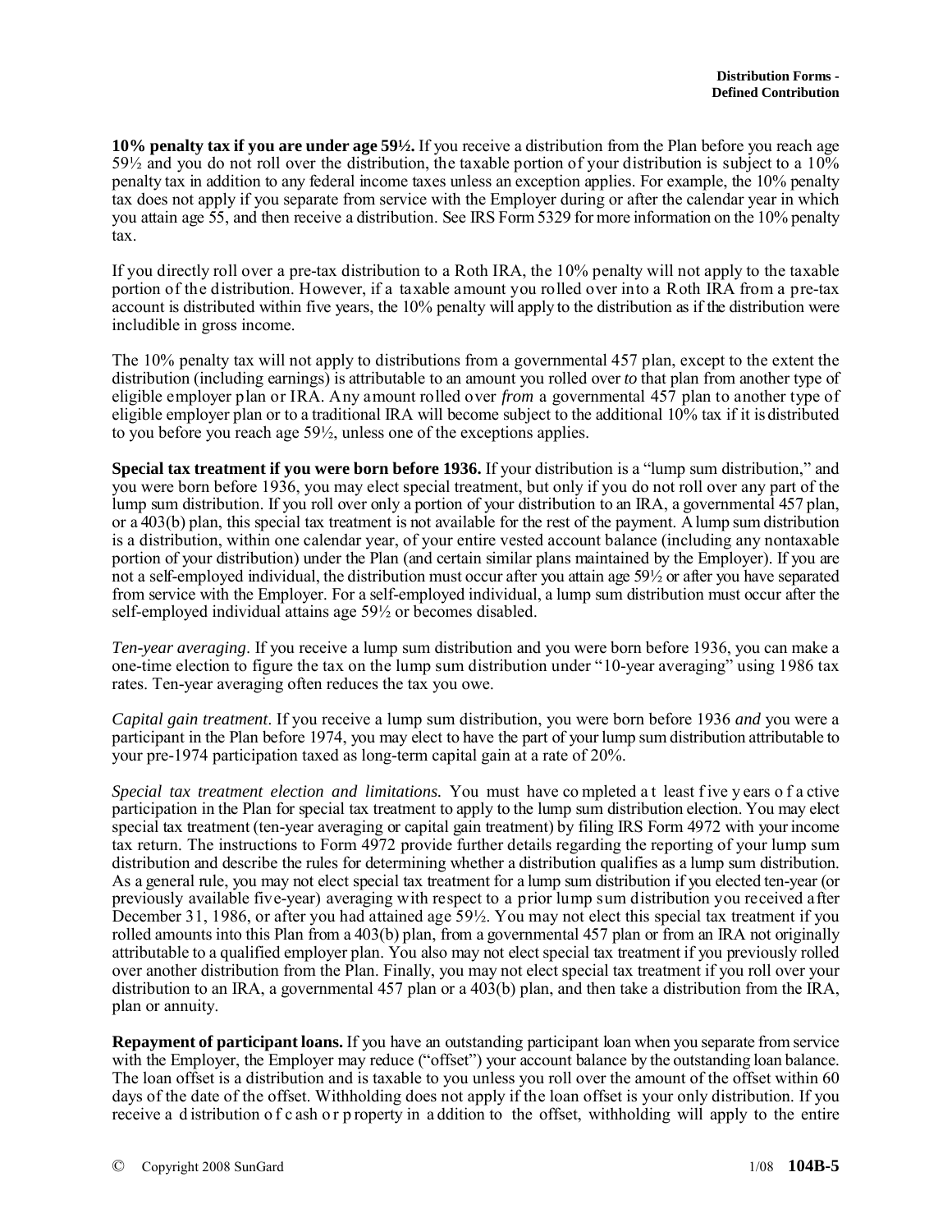**10% penalty tax if you are under age 59½.** If you receive a distribution from the Plan before you reach age 59½ and you do not roll over the distribution, the taxable portion of your distribution is subject to a 10% penalty tax in addition to any federal income taxes unless an exception applies. For example, the 10% penalty tax does not apply if you separate from service with the Employer during or after the calendar year in which you attain age 55, and then receive a distribution. See IRS Form 5329 for more information on the 10% penalty tax.

If you directly roll over a pre-tax distribution to a Roth IRA, the 10% penalty will not apply to the taxable portion of the distribution. However, if a taxable amount you rolled over into a Roth IRA from a pre-tax account is distributed within five years, the 10% penalty will apply to the distribution as if the distribution were includible in gross income.

The 10% penalty tax will not apply to distributions from a governmental 457 plan, except to the extent the distribution (including earnings) is attributable to an amount you rolled over *to* that plan from another type of eligible employer plan or IRA. Any amount rolled over *from* a governmental 457 plan to another type of eligible employer plan or to a traditional IRA will become subject to the additional 10% tax if it is distributed to you before you reach age 59½, unless one of the exceptions applies.

**Special tax treatment if you were born before 1936.** If your distribution is a "lump sum distribution," and you were born before 1936, you may elect special treatment, but only if you do not roll over any part of the lump sum distribution. If you roll over only a portion of your distribution to an IRA, a governmental 457 plan, or a 403(b) plan, this special tax treatment is not available for the rest of the payment. A lump sum distribution is a distribution, within one calendar year, of your entire vested account balance (including any nontaxable portion of your distribution) under the Plan (and certain similar plans maintained by the Employer). If you are not a self-employed individual, the distribution must occur after you attain age 59½ or after you have separated from service with the Employer. For a self-employed individual, a lump sum distribution must occur after the self-employed individual attains age 59½ or becomes disabled.

*Ten-year averaging*. If you receive a lump sum distribution and you were born before 1936, you can make a one-time election to figure the tax on the lump sum distribution under "10-year averaging" using 1986 tax rates. Ten-year averaging often reduces the tax you owe.

*Capital gain treatment*. If you receive a lump sum distribution, you were born before 1936 *and* you were a participant in the Plan before 1974, you may elect to have the part of your lump sum distribution attributable to your pre-1974 participation taxed as long-term capital gain at a rate of 20%.

*Special tax treatment election and limitations.* You must have completed at least five years of active participation in the Plan for special tax treatment to apply to the lump sum distribution election. You may elect special tax treatment (ten-year averaging or capital gain treatment) by filing IRS Form 4972 with your income tax return. The instructions to Form 4972 provide further details regarding the reporting of your lump sum distribution and describe the rules for determining whether a distribution qualifies as a lump sum distribution. As a general rule, you may not elect special tax treatment for a lump sum distribution if you elected ten-year (or previously available five-year) averaging with respect to a prior lump sum distribution you received after December 31, 1986, or after you had attained age 59½. You may not elect this special tax treatment if you rolled amounts into this Plan from a 403(b) plan, from a governmental 457 plan or from an IRA not originally attributable to a qualified employer plan. You also may not elect special tax treatment if you previously rolled over another distribution from the Plan. Finally, you may not elect special tax treatment if you roll over your distribution to an IRA, a governmental 457 plan or a 403(b) plan, and then take a distribution from the IRA, plan or annuity.

**Repayment of participant loans.** If you have an outstanding participant loan when you separate from service with the Employer, the Employer may reduce ("offset") your account balance by the outstanding loan balance. The loan offset is a distribution and is taxable to you unless you roll over the amount of the offset within 60 days of the date of the offset. Withholding does not apply if the loan offset is your only distribution. If you receive a distribution of cash or property in addition to the offset, withholding will apply to the entire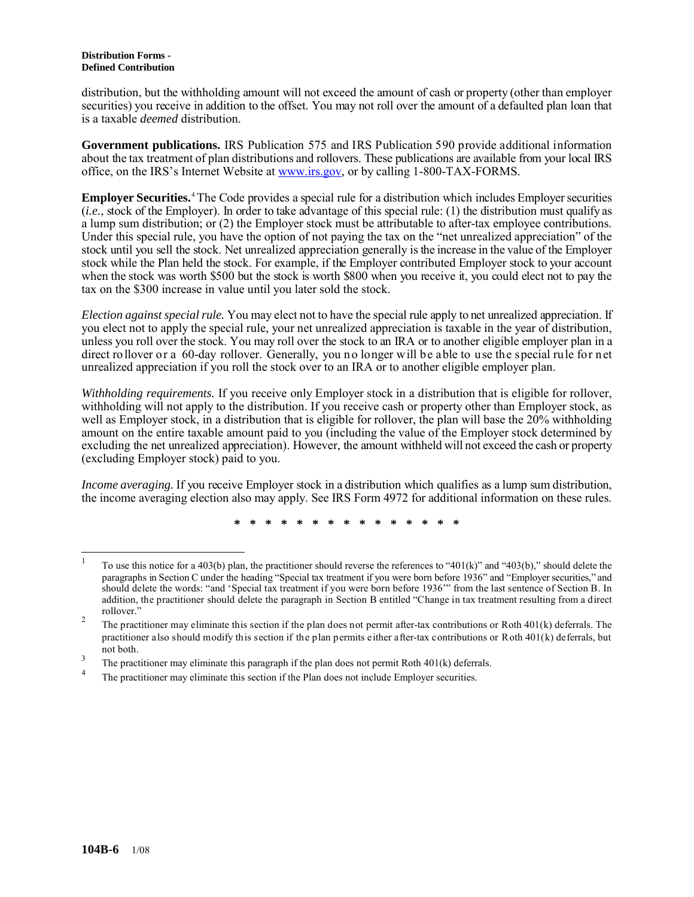distribution, but the withholding amount will not exceed the amount of cash or property (other than employer securities) you receive in addition to the offset. You may not roll over the amount of a defaulted plan loan that is a taxable *deemed* distribution.

**Government publications.** IRS Publication 575 and IRS Publication 590 provide additional information about the tax treatment of plan distributions and rollovers. These publications are available from your local IRS office, on the IRS's Internet Website at www.irs.gov, or by calling 1-800-TAX-FORMS.

**Employer Securities.**[4] The Code provides a special rule for a distribution which includes Employer securities (*i.e.*, stock of the Employer). In order to take advantage of this special rule: (1) the distribution must qualify as a lump sum distribution; or (2) the Employer stock must be attributable to after-tax employee contributions. Under this special rule, you have the option of not paying the tax on the "net unrealized appreciation" of the stock until you sell the stock. Net unrealized appreciation generally is the increase in the value of the Employer stock while the Plan held the stock. For example, if the Employer contributed Employer stock to your account when the stock was worth $500 but the stock is worth $800 when you receive it, you could elect not to pay the tax on the $300 increase in value until you later sold the stock.

*Election against special rule.* You may elect not to have the special rule apply to net unrealized appreciation. If you elect not to apply the special rule, your net unrealized appreciation is taxable in the year of distribution, unless you roll over the stock. You may roll over the stock to an IRA or to another eligible employer plan in a direct rollover or a 60-day rollover. Generally, you no longer will be able to use the special rule for net unrealized appreciation if you roll the stock over to an IRA or to another eligible employer plan.

*Withholding requirements.* If you receive only Employer stock in a distribution that is eligible for rollover, withholding will not apply to the distribution. If you receive cash or property other than Employer stock, as well as Employer stock, in a distribution that is eligible for rollover, the plan will base the 20% withholding amount on the entire taxable amount paid to you (including the value of the Employer stock determined by excluding the net unrealized appreciation). However, the amount withheld will not exceed the cash or property (excluding Employer stock) paid to you.

*Income averaging.* If you receive Employer stock in a distribution which qualifies as a lump sum distribution, the income averaging election also may apply. See IRS Form 4972 for additional information on these rules.

\* \* \* \* \* \* \* \* \* \* \* \* \* \* \*

---

[1] To use this notice for a 403(b) plan, the practitioner should reverse the references to "401(k)" and "403(b)," should delete the paragraphs in Section C under the heading "Special tax treatment if you were born before 1936" and "Employer securities," and should delete the words: "and 'Special tax treatment if you were born before 1936'" from the last sentence of Section B. In addition, the practitioner should delete the paragraph in Section B entitled "Change in tax treatment resulting from a direct rollover."

[2] The practitioner may eliminate this section if the plan does not permit after-tax contributions or Roth 401(k) deferrals. The practitioner also should modify this section if the plan permits either after-tax contributions or Roth 401(k) deferrals, but not both.

[3] The practitioner may eliminate this paragraph if the plan does not permit Roth 401(k) deferrals.

[4] The practitioner may eliminate this section if the Plan does not include Employer securities.